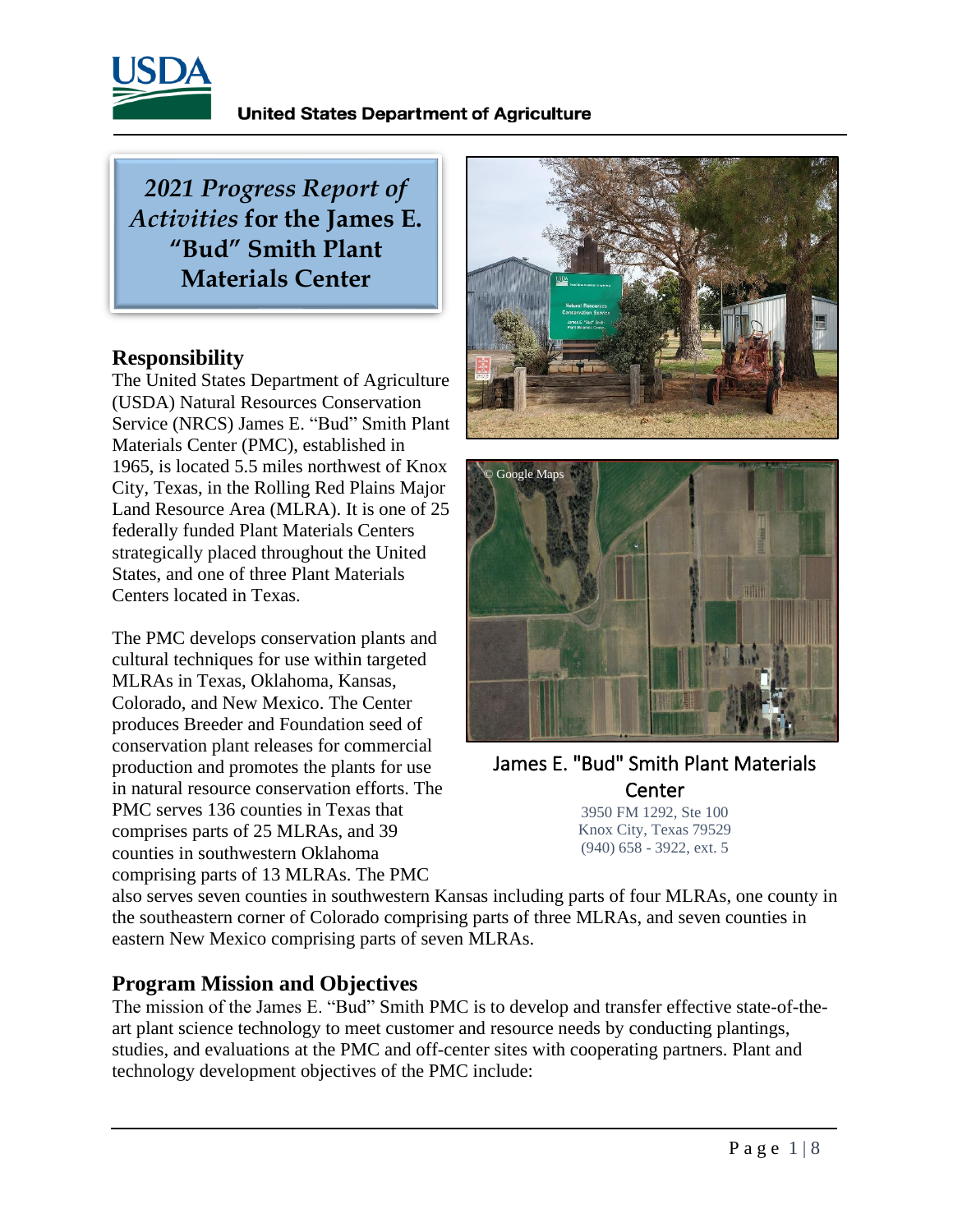# *2021 Progress Report of Activities* for the James E. "Bud" Smith Plant Materials Center

## Responsibility

The United States Department of Agriculture (USDA) Natural Resources Conservation Service (NRCS) James E. "Bud" Smith Plant Materials Center (PMC), established in 1965, is located 5.5 miles northwest of Knox City, Texas, in the Rolling Red Plains Major Land Resource Area (MLRA). It is one of 25 federally funded Plant Materials Centers strategically placed throughout the United States, and one of three Plant Materials Centers located in Texas.

The PMC develops conservation plants and cultural techniques for use within targeted MLRAs in Texas, Oklahoma, Kansas, Colorado, and New Mexico. The Center produces Breeder and Foundation seed of conservation plant releases for commercial production and promotes the plants for use in natural resource conservation efforts. The PMC serves 136 counties in Texas that comprises parts of 25 MLRAs, and 39 counties in southwestern Oklahoma comprising parts of 13 MLRAs. The PMC also serves seven counties in southwestern Kansas including parts of four MLRAs, one county in the southeastern corner of Colorado comprising parts of three MLRAs, and seven counties in eastern New Mexico comprising parts of seven MLRAs.

James E. "Bud" Smith Plant Materials Center
3950 FM 1292, Ste 100
Knox City, Texas 79529
(940) 658 - 3922, ext. 5

## Program Mission and Objectives

The mission of the James E. "Bud" Smith PMC is to develop and transfer effective state-of-the-art plant science technology to meet customer and resource needs by conducting plantings, studies, and evaluations at the PMC and off-center sites with cooperating partners. Plant and technology development objectives of the PMC include: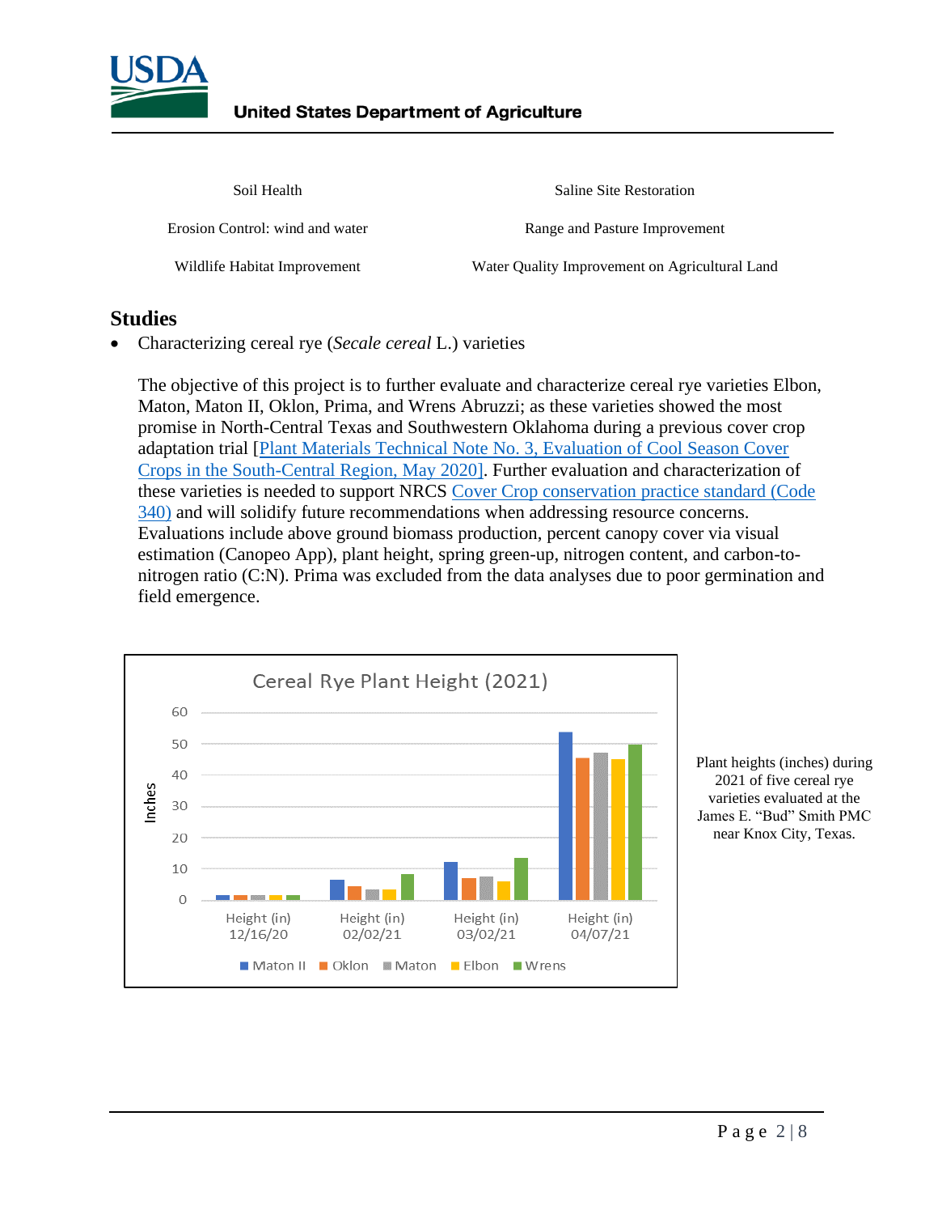| | |
|---|---|
| Soil Health | Saline Site Restoration |
| Erosion Control: wind and water | Range and Pasture Improvement |
| Wildlife Habitat Improvement | Water Quality Improvement on Agricultural Land |

## Studies

- Characterizing cereal rye (*Secale cereal* L.) varieties

  The objective of this project is to further evaluate and characterize cereal rye varieties Elbon, Maton, Maton II, Oklon, Prima, and Wrens Abruzzi; as these varieties showed the most promise in North-Central Texas and Southwestern Oklahoma during a previous cover crop adaptation trial [Plant Materials Technical Note No. 3, Evaluation of Cool Season Cover Crops in the South-Central Region, May 2020]. Further evaluation and characterization of these varieties is needed to support NRCS Cover Crop conservation practice standard (Code 340) and will solidify future recommendations when addressing resource concerns. Evaluations include above ground biomass production, percent canopy cover via visual estimation (Canopeo App), plant height, spring green-up, nitrogen content, and carbon-to-nitrogen ratio (C:N). Prima was excluded from the data analyses due to poor germination and field emergence.

Cereal Rye Plant Height (2021)

Plant heights (inches) during 2021 of five cereal rye varieties evaluated at the James E. "Bud" Smith PMC near Knox City, Texas.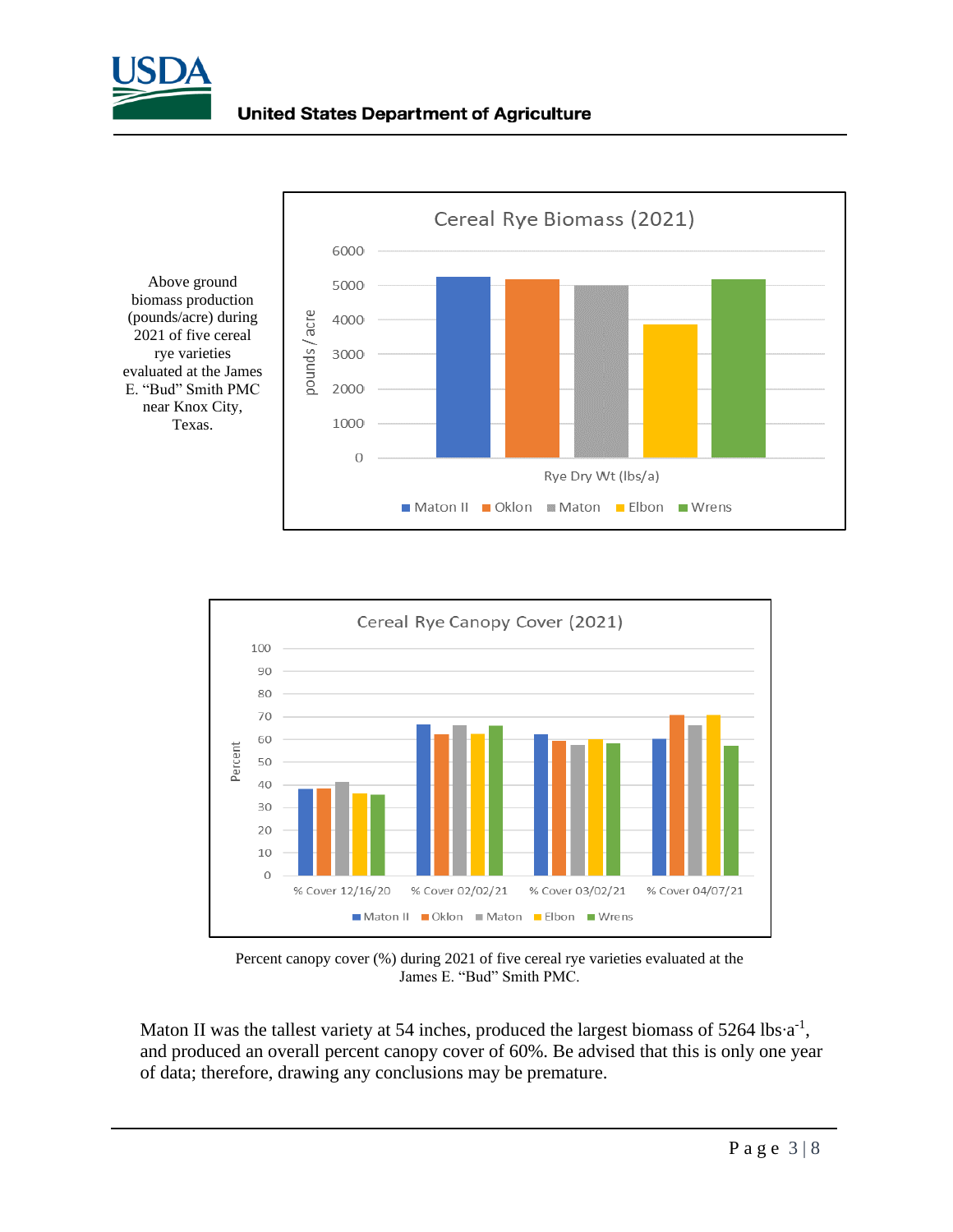Above ground biomass production (pounds/acre) during 2021 of five cereal rye varieties evaluated at the James E. "Bud" Smith PMC near Knox City, Texas.

Percent canopy cover (%) during 2021 of five cereal rye varieties evaluated at the James E. "Bud" Smith PMC.

Maton II was the tallest variety at 54 inches, produced the largest biomass of 5264 $lbs{\cdot}a^{-1}$, and produced an overall percent canopy cover of 60%. Be advised that this is only one year of data; therefore, drawing any conclusions may be premature.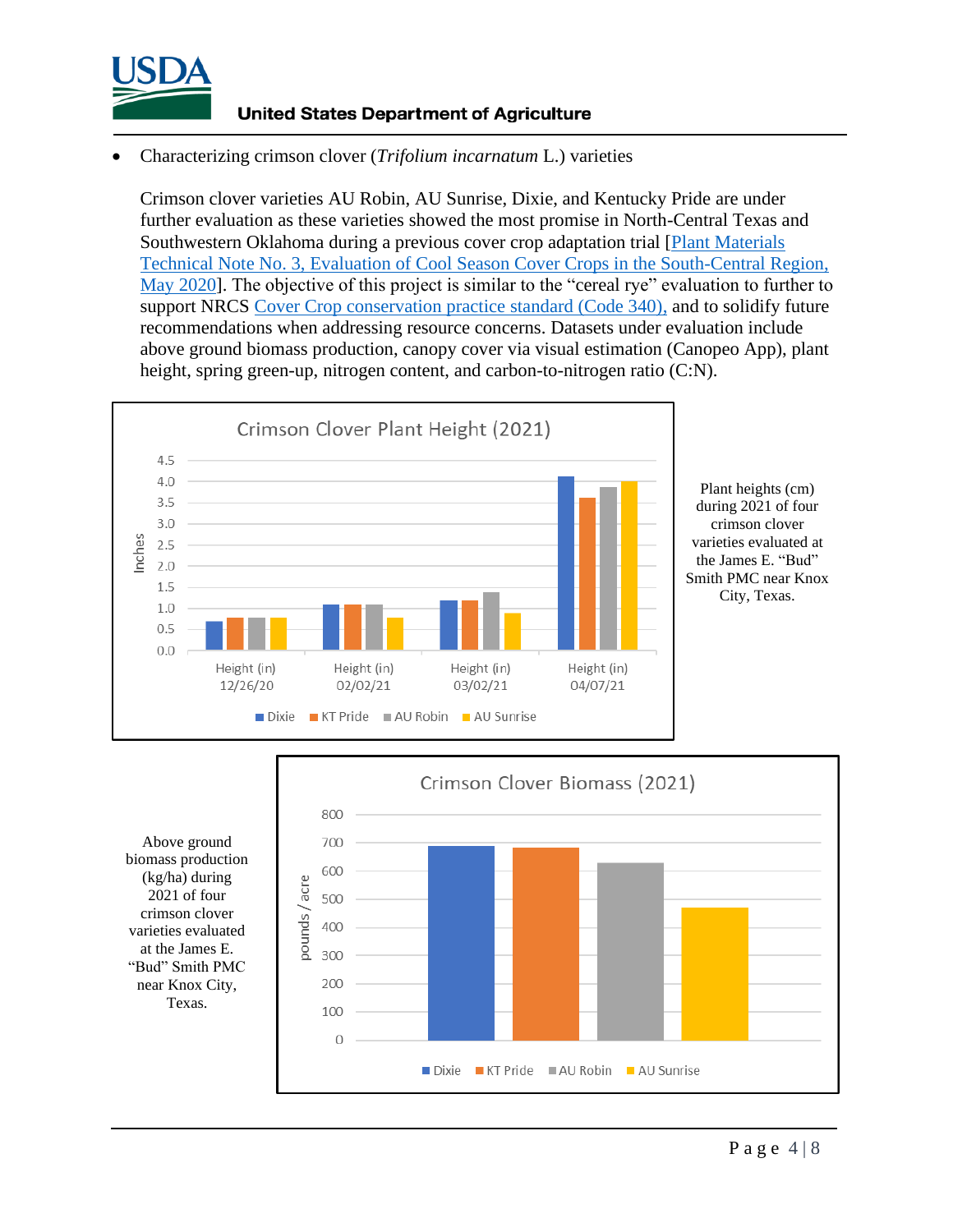- Characterizing crimson clover (*Trifolium incarnatum* L.) varieties

  Crimson clover varieties AU Robin, AU Sunrise, Dixie, and Kentucky Pride are under further evaluation as these varieties showed the most promise in North-Central Texas and Southwestern Oklahoma during a previous cover crop adaptation trial [Plant Materials Technical Note No. 3, Evaluation of Cool Season Cover Crops in the South-Central Region, May 2020]. The objective of this project is similar to the "cereal rye" evaluation to further to support NRCS Cover Crop conservation practice standard (Code 340), and to solidify future recommendations when addressing resource concerns. Datasets under evaluation include above ground biomass production, canopy cover via visual estimation (Canopeo App), plant height, spring green-up, nitrogen content, and carbon-to-nitrogen ratio (C:N).

**Crimson Clover Plant Height (2021)**

Plant heights (cm) during 2021 of four crimson clover varieties evaluated at the James E. "Bud" Smith PMC near Knox City, Texas.

**Crimson Clover Biomass (2021)**

Above ground biomass production (kg/ha) during 2021 of four crimson clover varieties evaluated at the James E. "Bud" Smith PMC near Knox City, Texas.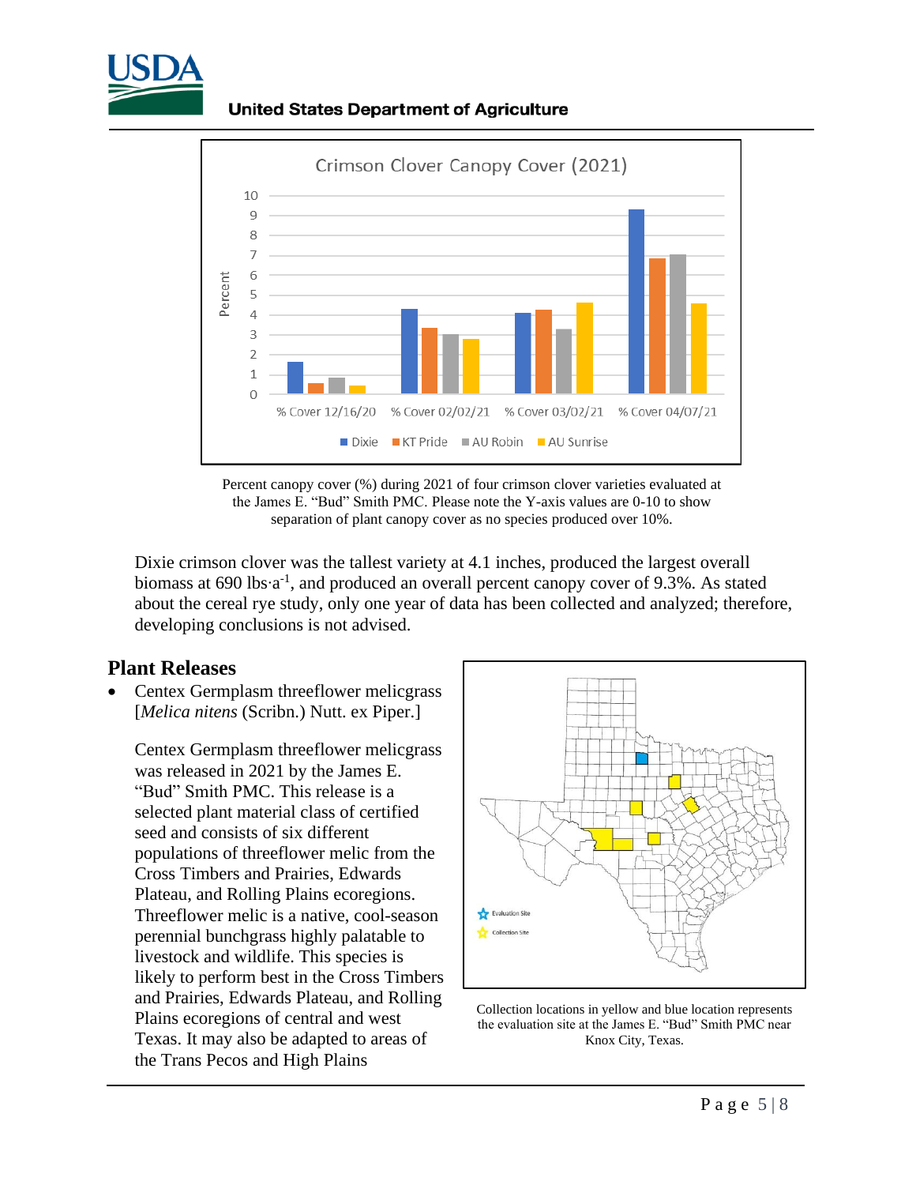Percent canopy cover (%) during 2021 of four crimson clover varieties evaluated at the James E. "Bud" Smith PMC. Please note the Y-axis values are 0-10 to show separation of plant canopy cover as no species produced over 10%.

Dixie crimson clover was the tallest variety at 4.1 inches, produced the largest overall biomass at 690 $lbs \cdot a^{-1}$, and produced an overall percent canopy cover of 9.3%. As stated about the cereal rye study, only one year of data has been collected and analyzed; therefore, developing conclusions is not advised.

## Plant Releases

- Centex Germplasm threeflower melicgrass [*Melica nitens* (Scribn.) Nutt. ex Piper.]

  Centex Germplasm threeflower melicgrass was released in 2021 by the James E. "Bud" Smith PMC. This release is a selected plant material class of certified seed and consists of six different populations of threeflower melic from the Cross Timbers and Prairies, Edwards Plateau, and Rolling Plains ecoregions. Threeflower melic is a native, cool-season perennial bunchgrass highly palatable to livestock and wildlife. This species is likely to perform best in the Cross Timbers and Prairies, Edwards Plateau, and Rolling Plains ecoregions of central and west Texas. It may also be adapted to areas of the Trans Pecos and High Plains

Collection locations in yellow and blue location represents the evaluation site at the James E. "Bud" Smith PMC near Knox City, Texas.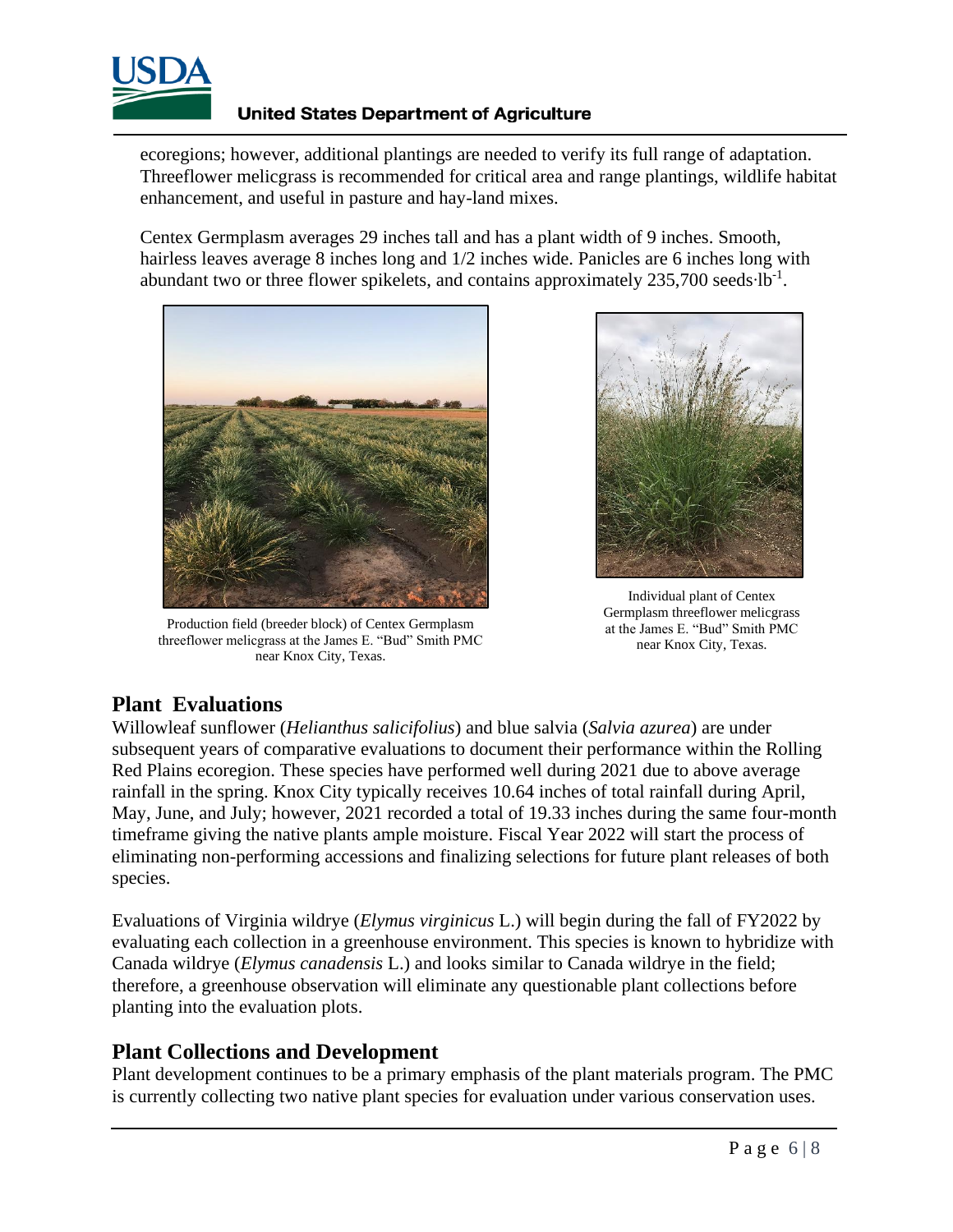ecoregions; however, additional plantings are needed to verify its full range of adaptation. Threeflower melicgrass is recommended for critical area and range plantings, wildlife habitat enhancement, and useful in pasture and hay-land mixes.

Centex Germplasm averages 29 inches tall and has a plant width of 9 inches. Smooth, hairless leaves average 8 inches long and 1/2 inches wide. Panicles are 6 inches long with abundant two or three flower spikelets, and contains approximately 235,700 seeds·lb$^{-1}$.

Production field (breeder block) of Centex Germplasm threeflower melicgrass at the James E. "Bud" Smith PMC near Knox City, Texas.

Individual plant of Centex Germplasm threeflower melicgrass at the James E. "Bud" Smith PMC near Knox City, Texas.

## Plant Evaluations

Willowleaf sunflower (*Helianthus salicifolius*) and blue salvia (*Salvia azurea*) are under subsequent years of comparative evaluations to document their performance within the Rolling Red Plains ecoregion. These species have performed well during 2021 due to above average rainfall in the spring. Knox City typically receives 10.64 inches of total rainfall during April, May, June, and July; however, 2021 recorded a total of 19.33 inches during the same four-month timeframe giving the native plants ample moisture. Fiscal Year 2022 will start the process of eliminating non-performing accessions and finalizing selections for future plant releases of both species.

Evaluations of Virginia wildrye (*Elymus virginicus* L.) will begin during the fall of FY2022 by evaluating each collection in a greenhouse environment. This species is known to hybridize with Canada wildrye (*Elymus canadensis* L.) and looks similar to Canada wildrye in the field; therefore, a greenhouse observation will eliminate any questionable plant collections before planting into the evaluation plots.

## Plant Collections and Development

Plant development continues to be a primary emphasis of the plant materials program. The PMC is currently collecting two native plant species for evaluation under various conservation uses.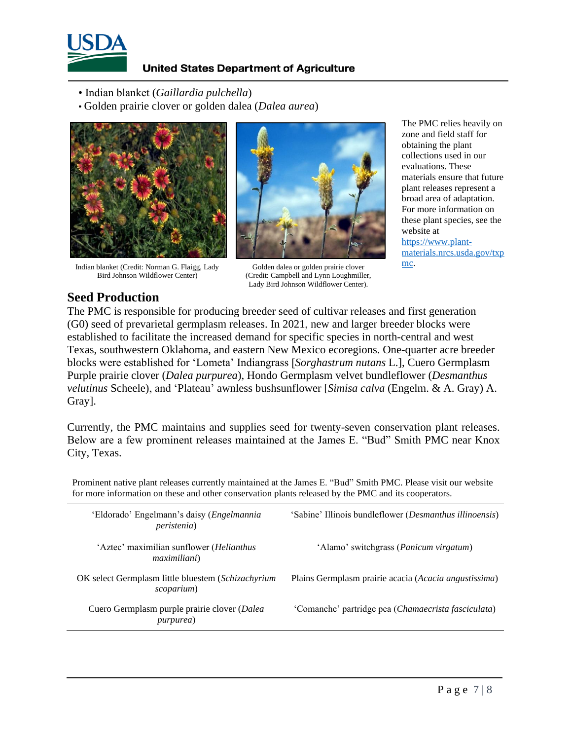- Indian blanket (*Gaillardia pulchella*)
- Golden prairie clover or golden dalea (*Dalea aurea*)

Indian blanket (Credit: Norman G. Flaigg, Lady Bird Johnson Wildflower Center)

Golden dalea or golden prairie clover (Credit: Campbell and Lynn Loughmiller, Lady Bird Johnson Wildflower Center).

The PMC relies heavily on zone and field staff for obtaining the plant collections used in our evaluations. These materials ensure that future plant releases represent a broad area of adaptation. For more information on these plant species, see the website at [https://www.plant-materials.nrcs.usda.gov/txpmc](https://www.plant-materials.nrcs.usda.gov/txpmc).

## Seed Production

The PMC is responsible for producing breeder seed of cultivar releases and first generation (G0) seed of prevarietal germplasm releases. In 2021, new and larger breeder blocks were established to facilitate the increased demand for specific species in north-central and west Texas, southwestern Oklahoma, and eastern New Mexico ecoregions. One-quarter acre breeder blocks were established for 'Lometa' Indiangrass [*Sorghastrum nutans* L.], Cuero Germplasm Purple prairie clover (*Dalea purpurea*), Hondo Germplasm velvet bundleflower (*Desmanthus velutinus* Scheele), and 'Plateau' awnless bushsunflower [*Simisa calva* (Engelm. & A. Gray) A. Gray].

Currently, the PMC maintains and supplies seed for twenty-seven conservation plant releases. Below are a few prominent releases maintained at the James E. "Bud" Smith PMC near Knox City, Texas.

Prominent native plant releases currently maintained at the James E. "Bud" Smith PMC. Please visit our website for more information on these and other conservation plants released by the PMC and its cooperators.

| | |
|---|---|
| 'Eldorado' Engelmann's daisy (*Engelmannia peristenia*) | 'Sabine' Illinois bundleflower (*Desmanthus illinoensis*) |
| 'Aztec' maximilian sunflower (*Helianthus maximiliani*) | 'Alamo' switchgrass (*Panicum virgatum*) |
| OK select Germplasm little bluestem (*Schizachyrium scoparium*) | Plains Germplasm prairie acacia (*Acacia angustissima*) |
| Cuero Germplasm purple prairie clover (*Dalea purpurea*) | 'Comanche' partridge pea (*Chamaecrista fasciculata*) |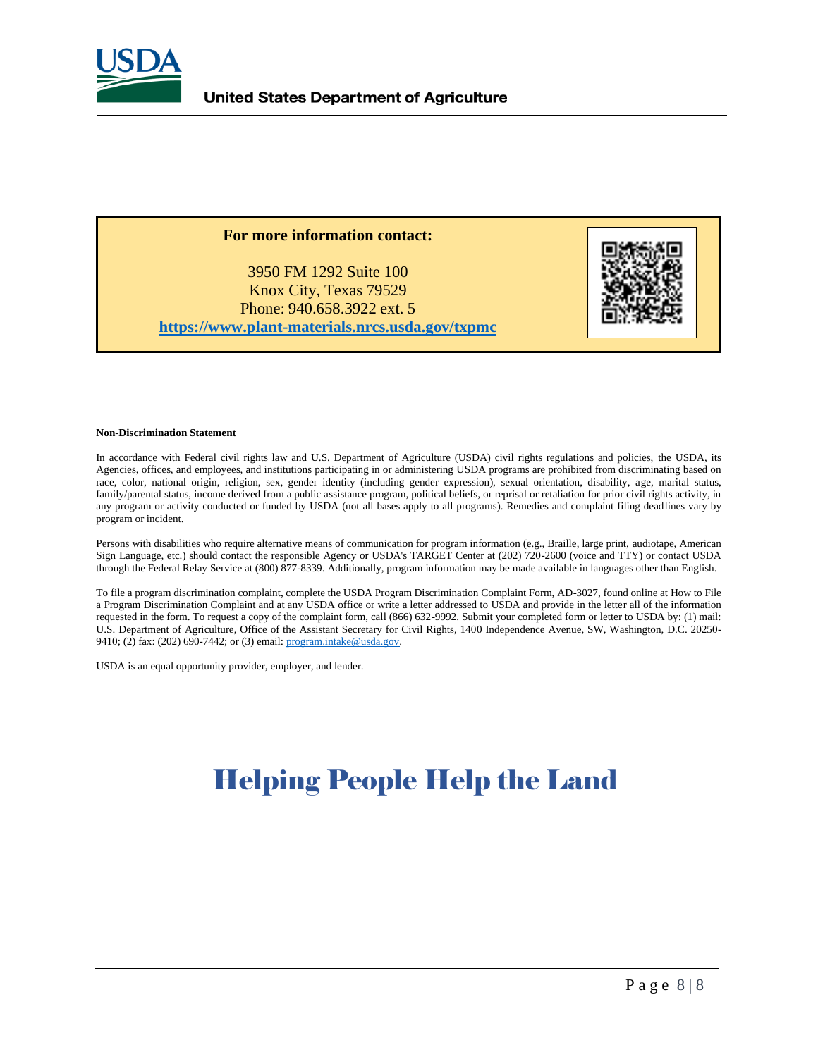United States Department of Agriculture

**For more information contact:**

3950 FM 1292 Suite 100
Knox City, Texas 79529
Phone: 940.658.3922 ext. 5
**https://www.plant-materials.nrcs.usda.gov/txpmc**

**Non-Discrimination Statement**

In accordance with Federal civil rights law and U.S. Department of Agriculture (USDA) civil rights regulations and policies, the USDA, its Agencies, offices, and employees, and institutions participating in or administering USDA programs are prohibited from discriminating based on race, color, national origin, religion, sex, gender identity (including gender expression), sexual orientation, disability, age, marital status, family/parental status, income derived from a public assistance program, political beliefs, or reprisal or retaliation for prior civil rights activity, in any program or activity conducted or funded by USDA (not all bases apply to all programs). Remedies and complaint filing deadlines vary by program or incident.

Persons with disabilities who require alternative means of communication for program information (e.g., Braille, large print, audiotape, American Sign Language, etc.) should contact the responsible Agency or USDA's TARGET Center at (202) 720-2600 (voice and TTY) or contact USDA through the Federal Relay Service at (800) 877-8339. Additionally, program information may be made available in languages other than English.

To file a program discrimination complaint, complete the USDA Program Discrimination Complaint Form, AD-3027, found online at How to File a Program Discrimination Complaint and at any USDA office or write a letter addressed to USDA and provide in the letter all of the information requested in the form. To request a copy of the complaint form, call (866) 632-9992. Submit your completed form or letter to USDA by: (1) mail: U.S. Department of Agriculture, Office of the Assistant Secretary for Civil Rights, 1400 Independence Avenue, SW, Washington, D.C. 20250-9410; (2) fax: (202) 690-7442; or (3) email: program.intake@usda.gov.

USDA is an equal opportunity provider, employer, and lender.

# Helping People Help the Land